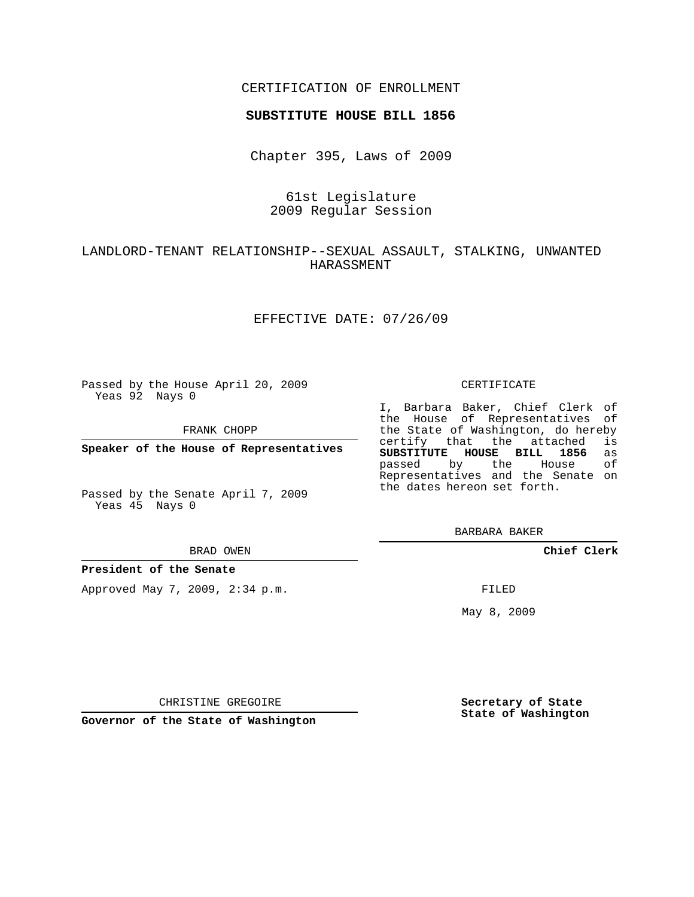CERTIFICATION OF ENROLLMENT

**SUBSTITUTE HOUSE BILL 1856**

Chapter 395, Laws of 2009

61st Legislature
2009 Regular Session

LANDLORD-TENANT RELATIONSHIP--SEXUAL ASSAULT, STALKING, UNWANTED HARASSMENT

EFFECTIVE DATE: 07/26/09

Passed by the House April 20, 2009
Yeas 92 Nays 0

FRANK CHOPP

**Speaker of the House of Representatives**

Passed by the Senate April 7, 2009
Yeas 45 Nays 0

BRAD OWEN

**President of the Senate**

Approved May 7, 2009, 2:34 p.m.

CHRISTINE GREGOIRE

**Governor of the State of Washington**

CERTIFICATE

I, Barbara Baker, Chief Clerk of the House of Representatives of the State of Washington, do hereby certify that the attached is **SUBSTITUTE HOUSE BILL 1856** as passed by the House of Representatives and the Senate on the dates hereon set forth.

BARBARA BAKER

**Chief Clerk**

FILED

May 8, 2009

**Secretary of State**
**State of Washington**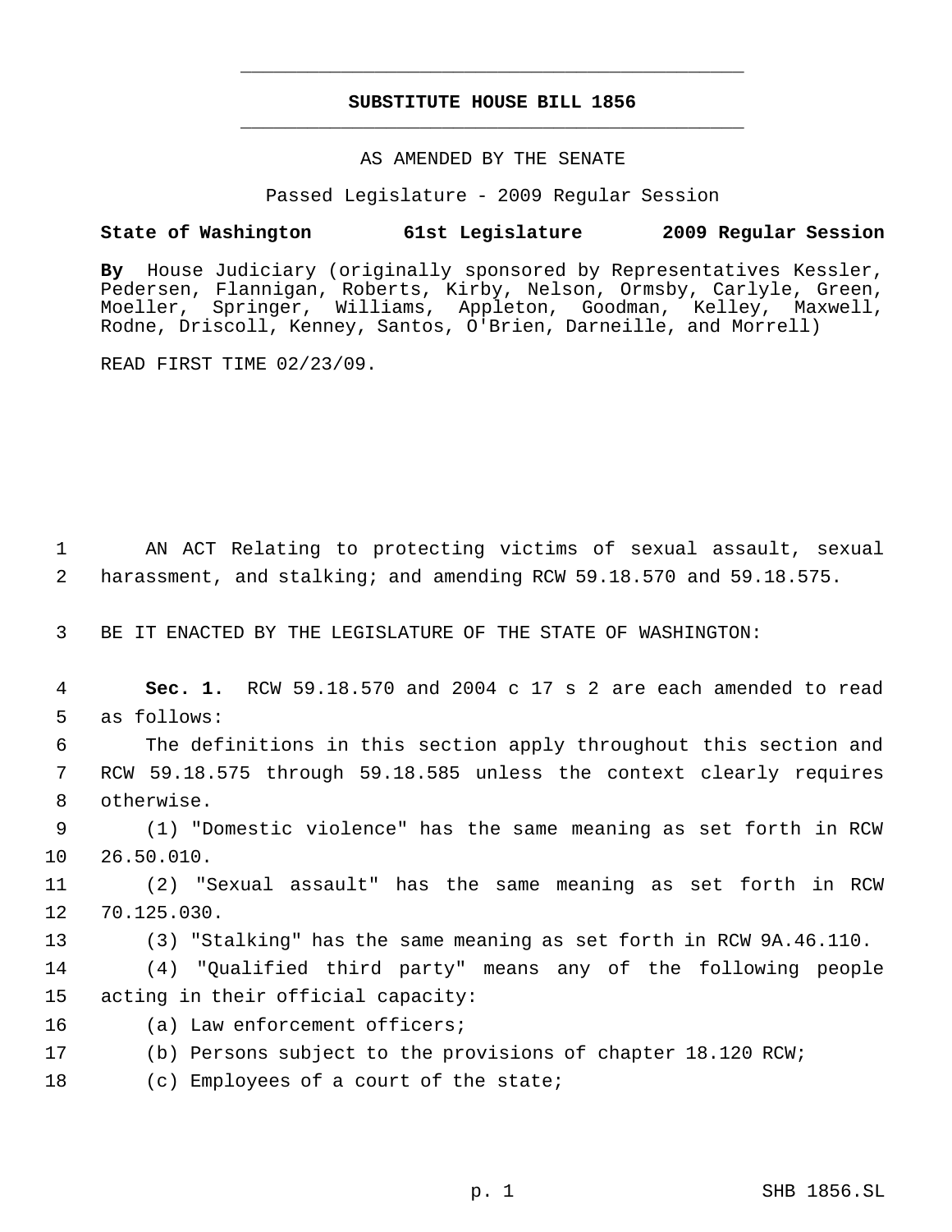# SUBSTITUTE HOUSE BILL 1856

AS AMENDED BY THE SENATE

Passed Legislature - 2009 Regular Session

**State of Washington 61st Legislature 2009 Regular Session**

**By** House Judiciary (originally sponsored by Representatives Kessler, Pedersen, Flannigan, Roberts, Kirby, Nelson, Ormsby, Carlyle, Green, Moeller, Springer, Williams, Appleton, Goodman, Kelley, Maxwell, Rodne, Driscoll, Kenney, Santos, O'Brien, Darneille, and Morrell)

READ FIRST TIME 02/23/09.

1 AN ACT Relating to protecting victims of sexual assault, sexual
2 harassment, and stalking; and amending RCW 59.18.570 and 59.18.575.

3 BE IT ENACTED BY THE LEGISLATURE OF THE STATE OF WASHINGTON:

4 **Sec. 1.** RCW 59.18.570 and 2004 c 17 s 2 are each amended to read
5 as follows:

6 The definitions in this section apply throughout this section and
7 RCW 59.18.575 through 59.18.585 unless the context clearly requires
8 otherwise.

9 (1) "Domestic violence" has the same meaning as set forth in RCW
10 26.50.010.

11 (2) "Sexual assault" has the same meaning as set forth in RCW
12 70.125.030.

13 (3) "Stalking" has the same meaning as set forth in RCW 9A.46.110.

14 (4) "Qualified third party" means any of the following people
15 acting in their official capacity:

16 (a) Law enforcement officers;

17 (b) Persons subject to the provisions of chapter 18.120 RCW;

18 (c) Employees of a court of the state;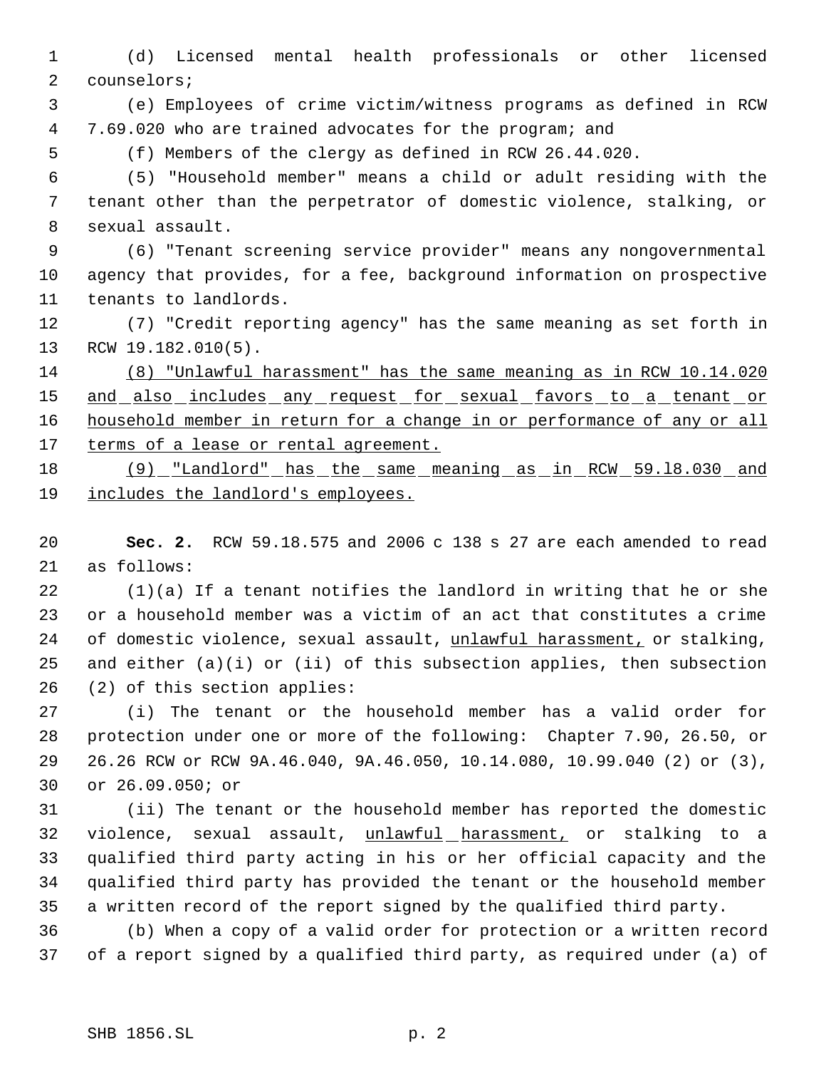(d) Licensed mental health professionals or other licensed counselors;

(e) Employees of crime victim/witness programs as defined in RCW 7.69.020 who are trained advocates for the program; and

(f) Members of the clergy as defined in RCW 26.44.020.

(5) "Household member" means a child or adult residing with the tenant other than the perpetrator of domestic violence, stalking, or sexual assault.

(6) "Tenant screening service provider" means any nongovernmental agency that provides, for a fee, background information on prospective tenants to landlords.

(7) "Credit reporting agency" has the same meaning as set forth in RCW 19.182.010(5).

<u>(8) "Unlawful harassment" has the same meaning as in RCW 10.14.020 and also includes any request for sexual favors to a tenant or household member in return for a change in or performance of any or all terms of a lease or rental agreement.</u>

<u>(9) "Landlord" has the same meaning as in RCW 59.18.030 and includes the landlord's employees.</u>

**Sec. 2.** RCW 59.18.575 and 2006 c 138 s 27 are each amended to read as follows:

(1)(a) If a tenant notifies the landlord in writing that he or she or a household member was a victim of an act that constitutes a crime of domestic violence, sexual assault, <u>unlawful harassment,</u> or stalking, and either (a)(i) or (ii) of this subsection applies, then subsection (2) of this section applies:

(i) The tenant or the household member has a valid order for protection under one or more of the following: Chapter 7.90, 26.50, or 26.26 RCW or RCW 9A.46.040, 9A.46.050, 10.14.080, 10.99.040 (2) or (3), or 26.09.050; or

(ii) The tenant or the household member has reported the domestic violence, sexual assault, <u>unlawful harassment,</u> or stalking to a qualified third party acting in his or her official capacity and the qualified third party has provided the tenant or the household member a written record of the report signed by the qualified third party.

(b) When a copy of a valid order for protection or a written record of a report signed by a qualified third party, as required under (a) of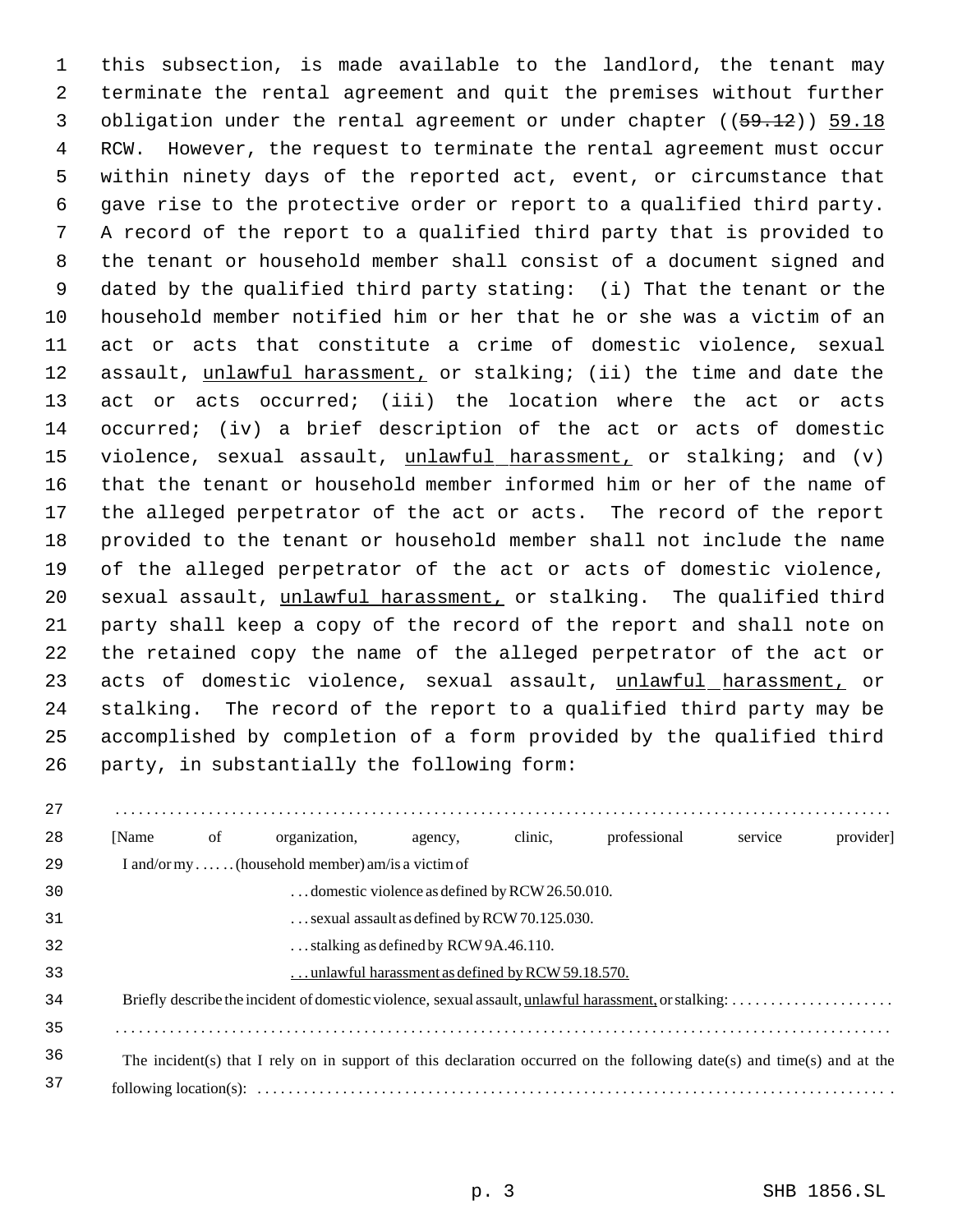this subsection, is made available to the landlord, the tenant may terminate the rental agreement and quit the premises without further obligation under the rental agreement or under chapter ((~~59.12~~)) <u>59.18</u> RCW. However, the request to terminate the rental agreement must occur within ninety days of the reported act, event, or circumstance that gave rise to the protective order or report to a qualified third party. A record of the report to a qualified third party that is provided to the tenant or household member shall consist of a document signed and dated by the qualified third party stating: (i) That the tenant or the household member notified him or her that he or she was a victim of an act or acts that constitute a crime of domestic violence, sexual assault, <u>unlawful harassment,</u> or stalking; (ii) the time and date the act or acts occurred; (iii) the location where the act or acts occurred; (iv) a brief description of the act or acts of domestic violence, sexual assault, <u>unlawful harassment,</u> or stalking; and (v) that the tenant or household member informed him or her of the name of the alleged perpetrator of the act or acts. The record of the report provided to the tenant or household member shall not include the name of the alleged perpetrator of the act or acts of domestic violence, sexual assault, <u>unlawful harassment,</u> or stalking. The qualified third party shall keep a copy of the record of the report and shall note on the retained copy the name of the alleged perpetrator of the act or acts of domestic violence, sexual assault, <u>unlawful harassment,</u> or stalking. The record of the report to a qualified third party may be accomplished by completion of a form provided by the qualified third party, in substantially the following form:

. . . . . . . . . . . . . . . . . . . . . . . . . . . . . . . . . . . . . . . . . . . . . . . . . . . . . . . . . . . . . . . . . . . . . . . . . . . . . . . . .

[Name of organization, agency, clinic, professional service provider]

I and/or my . . . . . . (household member) am/is a victim of

. . . domestic violence as defined by RCW 26.50.010.

. . . sexual assault as defined by RCW 70.125.030.

. . . stalking as defined by RCW 9A.46.110.

<u>. . . unlawful harassment as defined by RCW 59.18.570.</u>

Briefly describe the incident of domestic violence, sexual assault, <u>unlawful harassment,</u> or stalking: . . . . . . . . . . . . . . . . . . . . .

. . . . . . . . . . . . . . . . . . . . . . . . . . . . . . . . . . . . . . . . . . . . . . . . . . . . . . . . . . . . . . . . . . . . . . . . . . . . . . . . .

The incident(s) that I rely on in support of this declaration occurred on the following date(s) and time(s) and at the following location(s): . . . . . . . . . . . . . . . . . . . . . . . . . . . . . . . . . . . . . . . . . . . . . . . . . . . . . . . . . . . . . . . . . . . . . .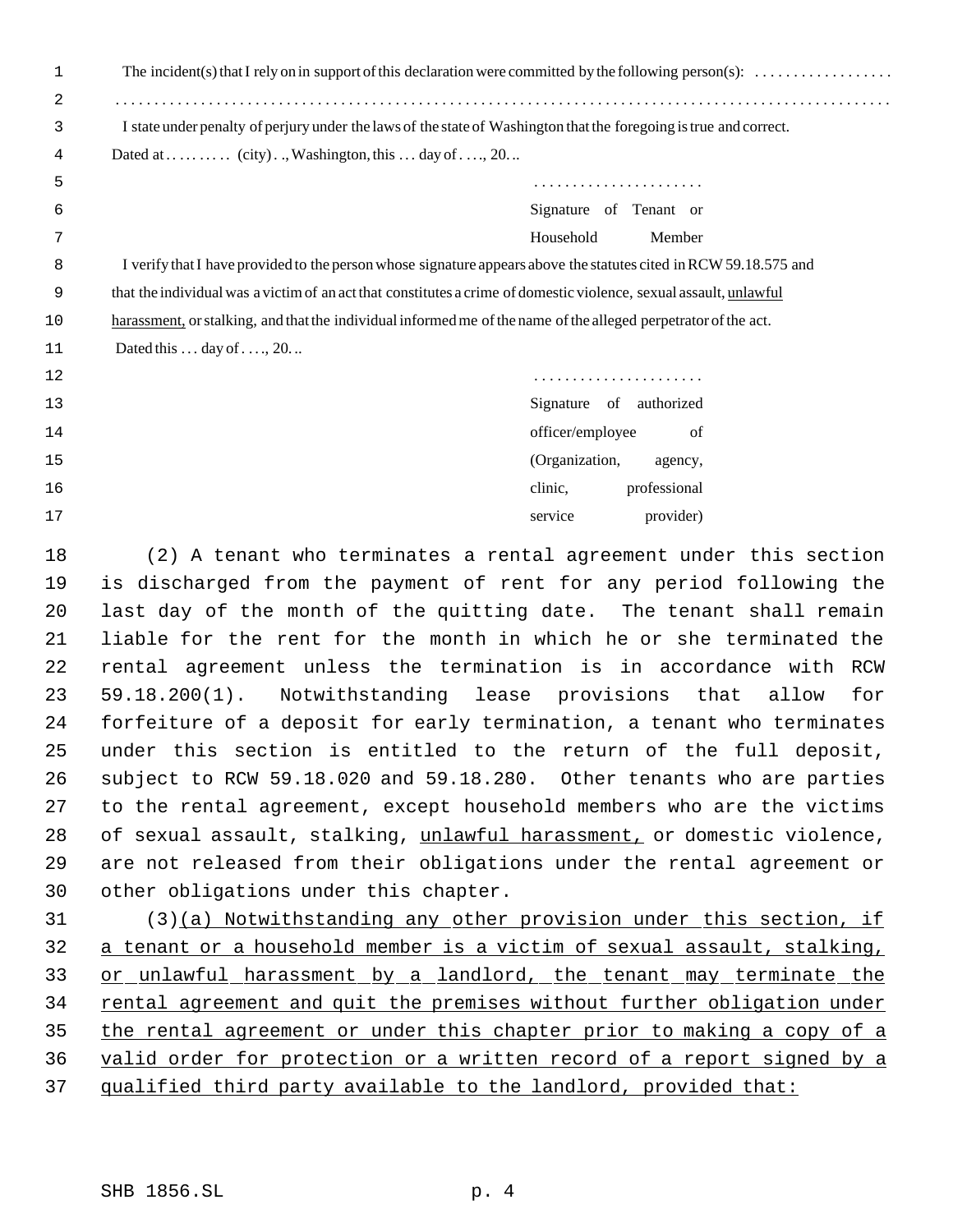The incident(s) that I rely on in support of this declaration were committed by the following person(s): . . . . . . . . . . . . . . . . . .

. . . . . . . . . . . . . . . . . . . . . . . . . . . . . . . . . . . . . . . . . . . . . . . . . . . . . . . . . . . . . . . . . . . . . . . . . . . . . . . . . . . . . . . . . . . . . . . . . . . . .

I state under penalty of perjury under the laws of the state of Washington that the foregoing is true and correct.

Dated at . . . . . . . . . (city) . ., Washington, this . . . day of . . . ., 20. . .

. . . . . . . . . . . . . . . . . . . . .
Signature of Tenant or Household Member

I verify that I have provided to the person whose signature appears above the statutes cited in RCW 59.18.575 and that the individual was a victim of an act that constitutes a crime of domestic violence, sexual assault, <u>unlawful harassment,</u> or stalking, and that the individual informed me of the name of the alleged perpetrator of the act.

Dated this . . . day of . . . ., 20. . .

. . . . . . . . . . . . . . . . . . . . .
Signature of authorized officer/employee of (Organization, agency, clinic, professional service provider)

(2) A tenant who terminates a rental agreement under this section is discharged from the payment of rent for any period following the last day of the month of the quitting date. The tenant shall remain liable for the rent for the month in which he or she terminated the rental agreement unless the termination is in accordance with RCW 59.18.200(1). Notwithstanding lease provisions that allow for forfeiture of a deposit for early termination, a tenant who terminates under this section is entitled to the return of the full deposit, subject to RCW 59.18.020 and 59.18.280. Other tenants who are parties to the rental agreement, except household members who are the victims of sexual assault, stalking, <u>unlawful harassment,</u> or domestic violence, are not released from their obligations under the rental agreement or other obligations under this chapter.

(3)<u>(a) Notwithstanding any other provision under this section, if a tenant or a household member is a victim of sexual assault, stalking, or unlawful harassment by a landlord, the tenant may terminate the rental agreement and quit the premises without further obligation under the rental agreement or under this chapter prior to making a copy of a valid order for protection or a written record of a report signed by a qualified third party available to the landlord, provided that:</u>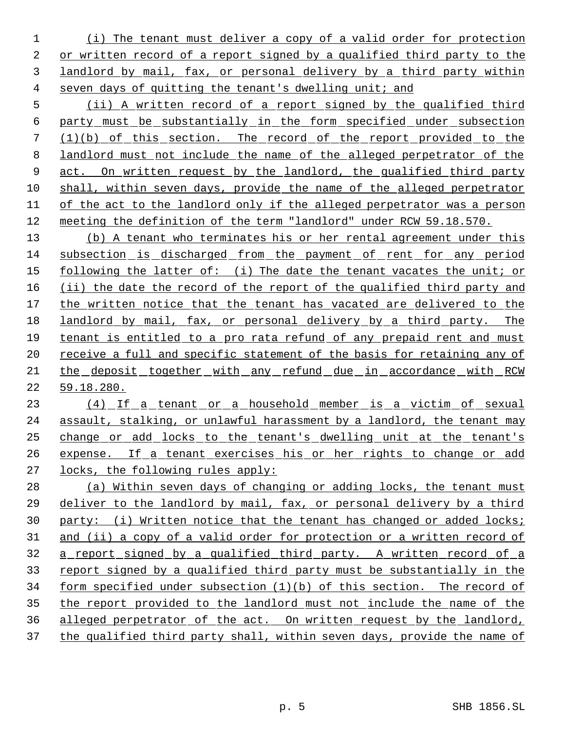(i) The tenant must deliver a copy of a valid order for protection or written record of a report signed by a qualified third party to the landlord by mail, fax, or personal delivery by a third party within seven days of quitting the tenant's dwelling unit; and

(ii) A written record of a report signed by the qualified third party must be substantially in the form specified under subsection (1)(b) of this section. The record of the report provided to the landlord must not include the name of the alleged perpetrator of the act. On written request by the landlord, the qualified third party shall, within seven days, provide the name of the alleged perpetrator of the act to the landlord only if the alleged perpetrator was a person meeting the definition of the term "landlord" under RCW 59.18.570.

(b) A tenant who terminates his or her rental agreement under this subsection is discharged from the payment of rent for any period following the latter of: (i) The date the tenant vacates the unit; or (ii) the date the record of the report of the qualified third party and the written notice that the tenant has vacated are delivered to the landlord by mail, fax, or personal delivery by a third party. The tenant is entitled to a pro rata refund of any prepaid rent and must receive a full and specific statement of the basis for retaining any of the deposit together with any refund due in accordance with RCW 59.18.280.

(4) If a tenant or a household member is a victim of sexual assault, stalking, or unlawful harassment by a landlord, the tenant may change or add locks to the tenant's dwelling unit at the tenant's expense. If a tenant exercises his or her rights to change or add locks, the following rules apply:

(a) Within seven days of changing or adding locks, the tenant must deliver to the landlord by mail, fax, or personal delivery by a third party: (i) Written notice that the tenant has changed or added locks; and (ii) a copy of a valid order for protection or a written record of a report signed by a qualified third party. A written record of a report signed by a qualified third party must be substantially in the form specified under subsection (1)(b) of this section. The record of the report provided to the landlord must not include the name of the alleged perpetrator of the act. On written request by the landlord, the qualified third party shall, within seven days, provide the name of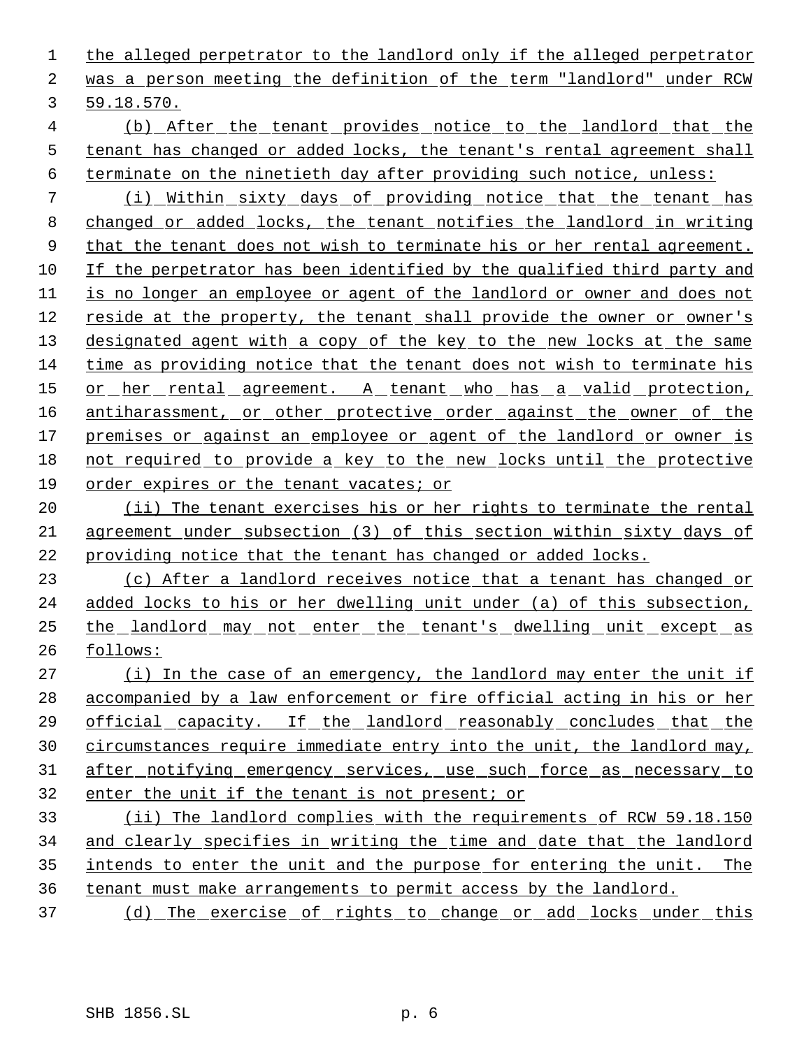the alleged perpetrator to the landlord only if the alleged perpetrator was a person meeting the definition of the term "landlord" under RCW 59.18.570.

(b) After the tenant provides notice to the landlord that the tenant has changed or added locks, the tenant's rental agreement shall terminate on the ninetieth day after providing such notice, unless:

(i) Within sixty days of providing notice that the tenant has changed or added locks, the tenant notifies the landlord in writing that the tenant does not wish to terminate his or her rental agreement. If the perpetrator has been identified by the qualified third party and is no longer an employee or agent of the landlord or owner and does not reside at the property, the tenant shall provide the owner or owner's designated agent with a copy of the key to the new locks at the same time as providing notice that the tenant does not wish to terminate his or her rental agreement. A tenant who has a valid protection, antiharassment, or other protective order against the owner of the premises or against an employee or agent of the landlord or owner is not required to provide a key to the new locks until the protective order expires or the tenant vacates; or

(ii) The tenant exercises his or her rights to terminate the rental agreement under subsection (3) of this section within sixty days of providing notice that the tenant has changed or added locks.

(c) After a landlord receives notice that a tenant has changed or added locks to his or her dwelling unit under (a) of this subsection, the landlord may not enter the tenant's dwelling unit except as follows:

(i) In the case of an emergency, the landlord may enter the unit if accompanied by a law enforcement or fire official acting in his or her official capacity. If the landlord reasonably concludes that the circumstances require immediate entry into the unit, the landlord may, after notifying emergency services, use such force as necessary to enter the unit if the tenant is not present; or

(ii) The landlord complies with the requirements of RCW 59.18.150 and clearly specifies in writing the time and date that the landlord intends to enter the unit and the purpose for entering the unit. The tenant must make arrangements to permit access by the landlord.

(d) The exercise of rights to change or add locks under this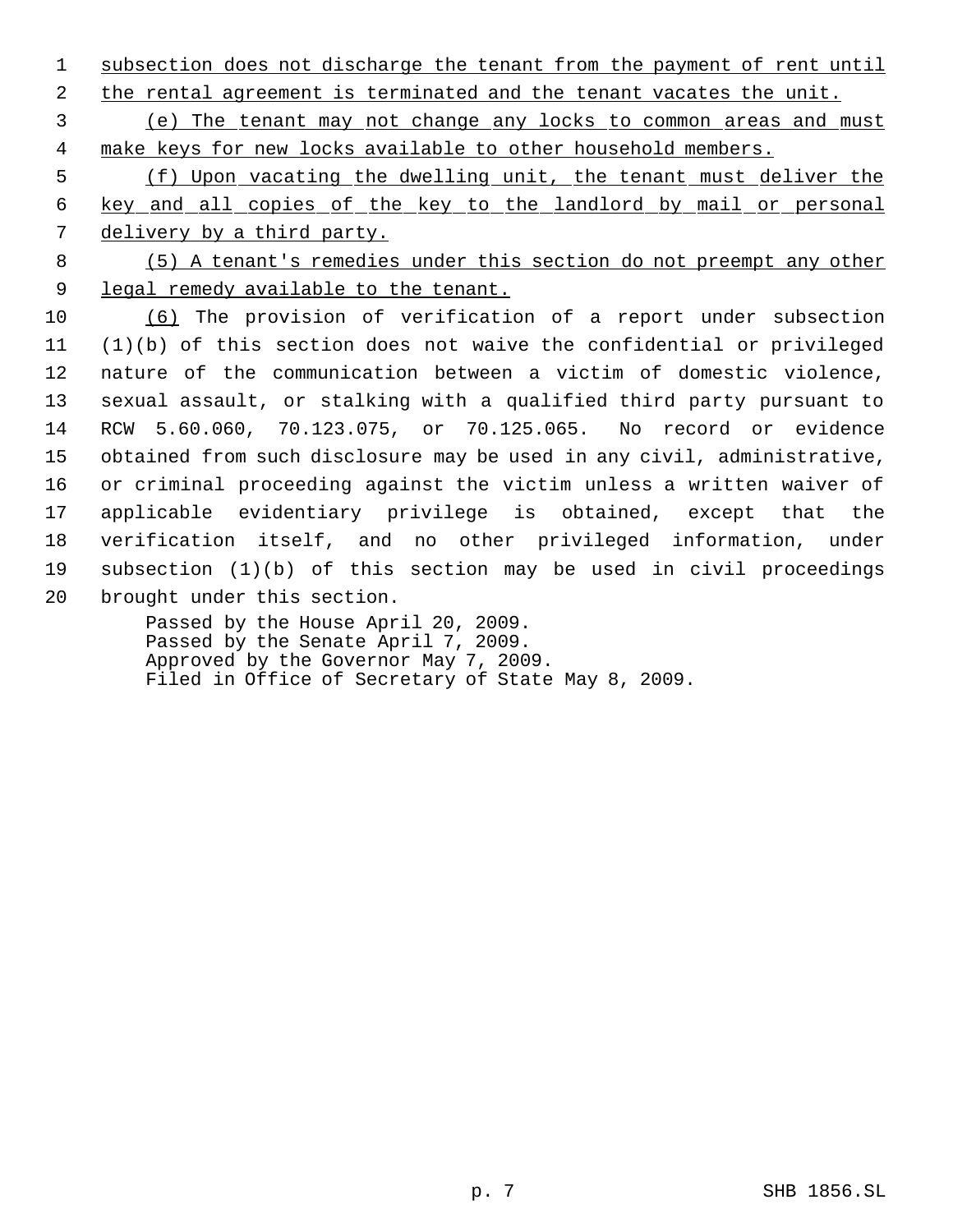subsection does not discharge the tenant from the payment of rent until the rental agreement is terminated and the tenant vacates the unit.

(e) The tenant may not change any locks to common areas and must make keys for new locks available to other household members.

(f) Upon vacating the dwelling unit, the tenant must deliver the key and all copies of the key to the landlord by mail or personal delivery by a third party.

(5) A tenant's remedies under this section do not preempt any other legal remedy available to the tenant.

(6) The provision of verification of a report under subsection (1)(b) of this section does not waive the confidential or privileged nature of the communication between a victim of domestic violence, sexual assault, or stalking with a qualified third party pursuant to RCW 5.60.060, 70.123.075, or 70.125.065. No record or evidence obtained from such disclosure may be used in any civil, administrative, or criminal proceeding against the victim unless a written waiver of applicable evidentiary privilege is obtained, except that the verification itself, and no other privileged information, under subsection (1)(b) of this section may be used in civil proceedings brought under this section.

Passed by the House April 20, 2009.
Passed by the Senate April 7, 2009.
Approved by the Governor May 7, 2009.
Filed in Office of Secretary of State May 8, 2009.